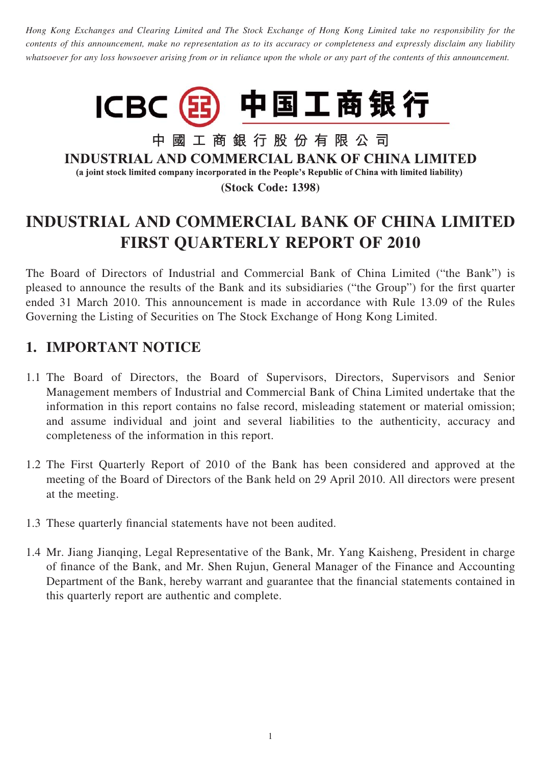*Hong Kong Exchanges and Clearing Limited and The Stock Exchange of Hong Kong Limited take no responsibility for the contents of this announcement, make no representation as to its accuracy or completeness and expressly disclaim any liability whatsoever for any loss howsoever arising from or in reliance upon the whole or any part of the contents of this announcement.*

ICBC 中国工商银行

中國工商銀行股份有限公司

**INDUSTRIAL AND COMMERCIAL BANK OF CHINA LIMITED**

**(a joint stock limited company incorporated in the People's Republic of China with limited liability)**

**(Stock Code: 1398)**

# INDUSTRIAL AND COMMERCIAL BANK OF CHINA LIMITED FIRST QUARTERLY REPORT OF 2010

The Board of Directors of Industrial and Commercial Bank of China Limited ("the Bank") is pleased to announce the results of the Bank and its subsidiaries ("the Group") for the first quarter ended 31 March 2010. This announcement is made in accordance with Rule 13.09 of the Rules Governing the Listing of Securities on The Stock Exchange of Hong Kong Limited.

## 1. IMPORTANT NOTICE

1.1 The Board of Directors, the Board of Supervisors, Directors, Supervisors and Senior Management members of Industrial and Commercial Bank of China Limited undertake that the information in this report contains no false record, misleading statement or material omission; and assume individual and joint and several liabilities to the authenticity, accuracy and completeness of the information in this report.

1.2 The First Quarterly Report of 2010 of the Bank has been considered and approved at the meeting of the Board of Directors of the Bank held on 29 April 2010. All directors were present at the meeting.

1.3 These quarterly financial statements have not been audited.

1.4 Mr. Jiang Jianqing, Legal Representative of the Bank, Mr. Yang Kaisheng, President in charge of finance of the Bank, and Mr. Shen Rujun, General Manager of the Finance and Accounting Department of the Bank, hereby warrant and guarantee that the financial statements contained in this quarterly report are authentic and complete.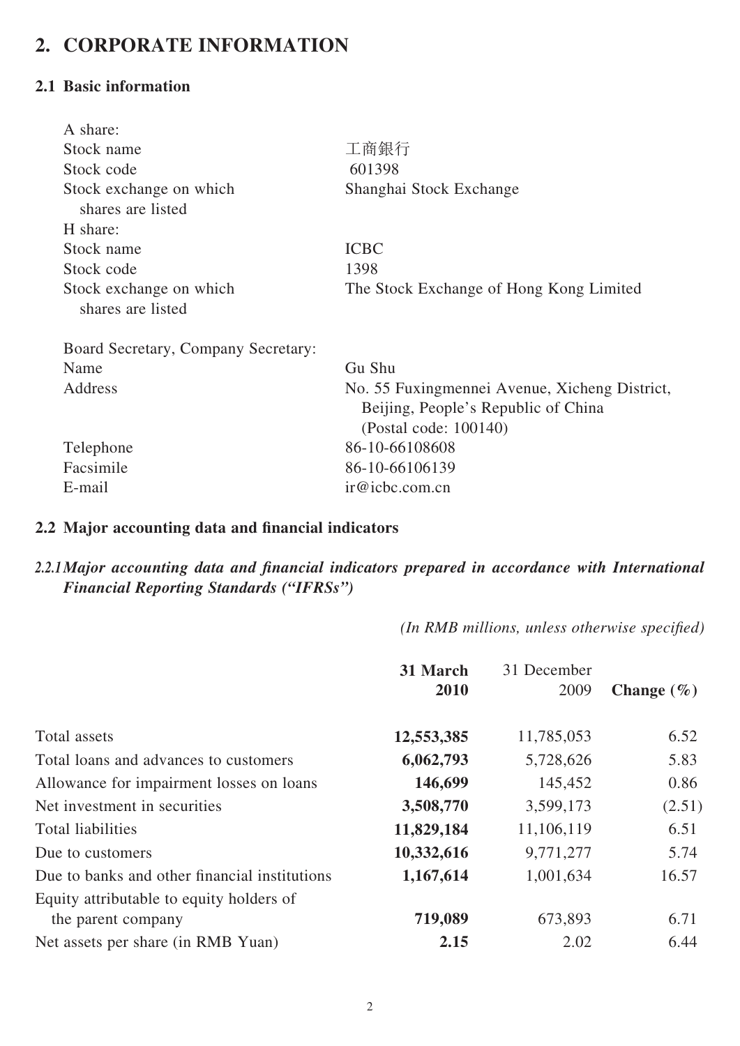# 2. CORPORATE INFORMATION

## 2.1 Basic information

| | |
|---|---|
| A share: | |
| Stock name | 工商銀行 |
| Stock code | 601398 |
| Stock exchange on which shares are listed | Shanghai Stock Exchange |
| H share: | |
| Stock name | ICBC |
| Stock code | 1398 |
| Stock exchange on which shares are listed | The Stock Exchange of Hong Kong Limited |
| Board Secretary, Company Secretary: | |
| Name | Gu Shu |
| Address | No. 55 Fuxingmennei Avenue, Xicheng District, Beijing, People's Republic of China (Postal code: 100140) |
| Telephone | 86-10-66108608 |
| Facsimile | 86-10-66106139 |
| E-mail | ir@icbc.com.cn |

## 2.2 Major accounting data and financial indicators

### *2.2.1 Major accounting data and financial indicators prepared in accordance with International Financial Reporting Standards ("IFRSs")*

*(In RMB millions, unless otherwise specified)*

| | **31 March 2010** | 31 December 2009 | **Change (%)** |
|---|---|---|---|
| Total assets | **12,553,385** | 11,785,053 | 6.52 |
| Total loans and advances to customers | **6,062,793** | 5,728,626 | 5.83 |
| Allowance for impairment losses on loans | **146,699** | 145,452 | 0.86 |
| Net investment in securities | **3,508,770** | 3,599,173 | (2.51) |
| Total liabilities | **11,829,184** | 11,106,119 | 6.51 |
| Due to customers | **10,332,616** | 9,771,277 | 5.74 |
| Due to banks and other financial institutions | **1,167,614** | 1,001,634 | 16.57 |
| Equity attributable to equity holders of the parent company | **719,089** | 673,893 | 6.71 |
| Net assets per share (in RMB Yuan) | **2.15** | 2.02 | 6.44 |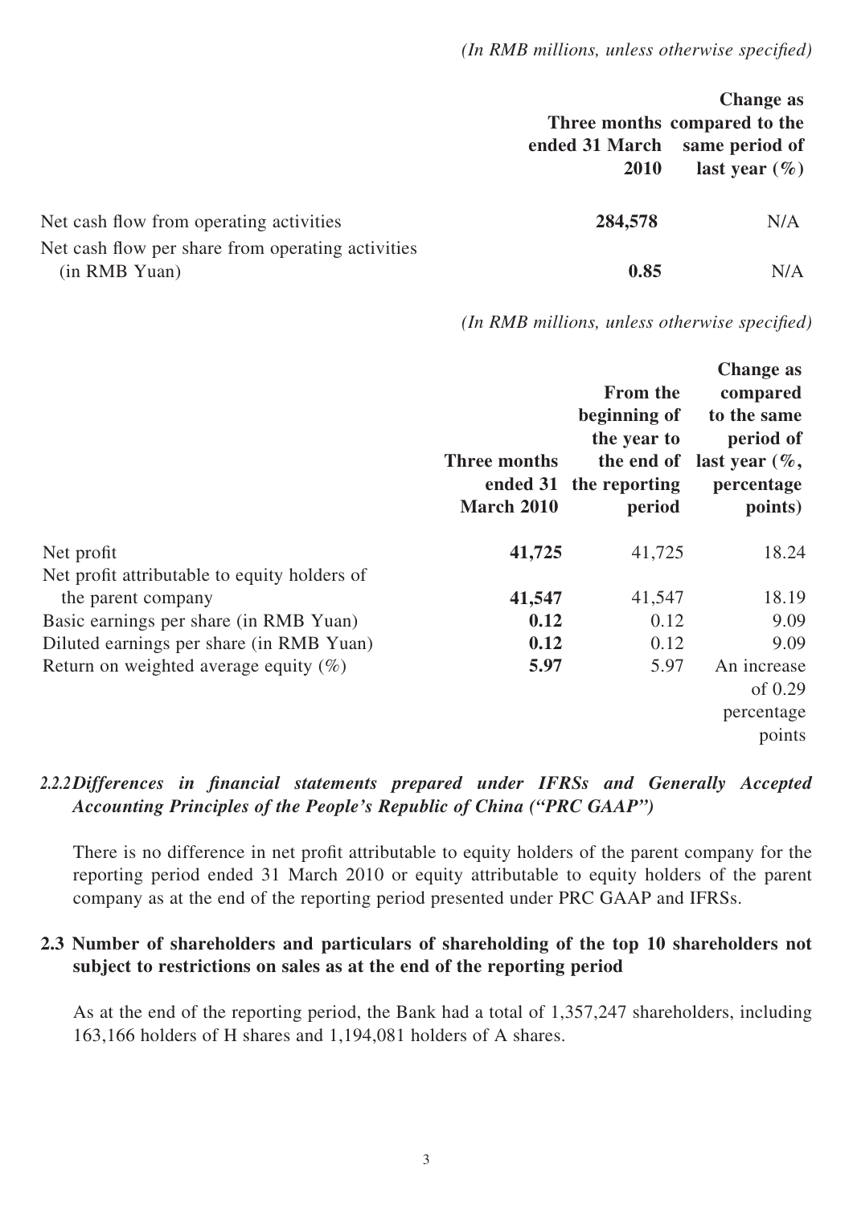*(In RMB millions, unless otherwise specified)*

| | Three months ended 31 March 2010 | Change as compared to the same period of last year (%) |
|---|---|---|
| Net cash flow from operating activities | **284,578** | N/A |
| Net cash flow per share from operating activities (in RMB Yuan) | **0.85** | N/A |

*(In RMB millions, unless otherwise specified)*

| | Three months ended 31 March 2010 | From the beginning of the year to the end of the reporting period | Change as compared to the same period of last year (%, percentage points) |
|---|---|---|---|
| Net profit | **41,725** | 41,725 | 18.24 |
| Net profit attributable to equity holders of the parent company | **41,547** | 41,547 | 18.19 |
| Basic earnings per share (in RMB Yuan) | **0.12** | 0.12 | 9.09 |
| Diluted earnings per share (in RMB Yuan) | **0.12** | 0.12 | 9.09 |
| Return on weighted average equity (%) | **5.97** | 5.97 | An increase of 0.29 percentage points |

### *2.2.2 Differences in financial statements prepared under IFRSs and Generally Accepted Accounting Principles of the People's Republic of China ("PRC GAAP")*

There is no difference in net profit attributable to equity holders of the parent company for the reporting period ended 31 March 2010 or equity attributable to equity holders of the parent company as at the end of the reporting period presented under PRC GAAP and IFRSs.

## 2.3 Number of shareholders and particulars of shareholding of the top 10 shareholders not subject to restrictions on sales as at the end of the reporting period

As at the end of the reporting period, the Bank had a total of 1,357,247 shareholders, including 163,166 holders of H shares and 1,194,081 holders of A shares.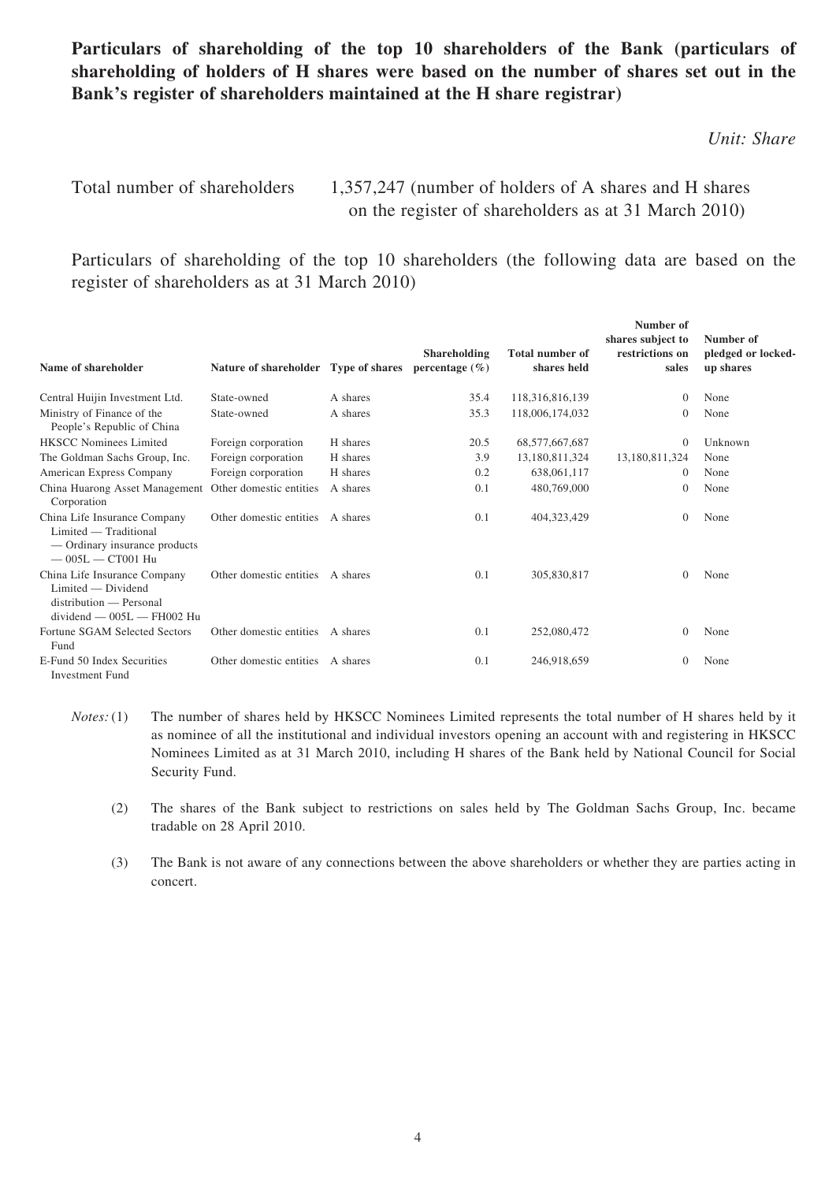**Particulars of shareholding of the top 10 shareholders of the Bank (particulars of shareholding of holders of H shares were based on the number of shares set out in the Bank's register of shareholders maintained at the H share registrar)**

*Unit: Share*

Total number of shareholders 1,357,247 (number of holders of A shares and H shares on the register of shareholders as at 31 March 2010)

Particulars of shareholding of the top 10 shareholders (the following data are based on the register of shareholders as at 31 March 2010)

| Name of shareholder | Nature of shareholder | Type of shares | Shareholding percentage (%) | Total number of shares held | Number of shares subject to restrictions on sales | Number of pledged or locked-up shares |
|---|---|---|---|---|---|---|
| Central Huijin Investment Ltd. | State-owned | A shares | 35.4 | 118,316,816,139 | 0 | None |
| Ministry of Finance of the People's Republic of China | State-owned | A shares | 35.3 | 118,006,174,032 | 0 | None |
| HKSCC Nominees Limited | Foreign corporation | H shares | 20.5 | 68,577,667,687 | 0 | Unknown |
| The Goldman Sachs Group, Inc. | Foreign corporation | H shares | 3.9 | 13,180,811,324 | 13,180,811,324 | None |
| American Express Company | Foreign corporation | H shares | 0.2 | 638,061,117 | 0 | None |
| China Huarong Asset Management Corporation | Other domestic entities | A shares | 0.1 | 480,769,000 | 0 | None |
| China Life Insurance Company Limited — Traditional — Ordinary insurance products — 005L — CT001 Hu | Other domestic entities | A shares | 0.1 | 404,323,429 | 0 | None |
| China Life Insurance Company Limited — Dividend distribution — Personal dividend — 005L — FH002 Hu | Other domestic entities | A shares | 0.1 | 305,830,817 | 0 | None |
| Fortune SGAM Selected Sectors Fund | Other domestic entities | A shares | 0.1 | 252,080,472 | 0 | None |
| E-Fund 50 Index Securities Investment Fund | Other domestic entities | A shares | 0.1 | 246,918,659 | 0 | None |

*Notes:* (1) The number of shares held by HKSCC Nominees Limited represents the total number of H shares held by it as nominee of all the institutional and individual investors opening an account with and registering in HKSCC Nominees Limited as at 31 March 2010, including H shares of the Bank held by National Council for Social Security Fund.

(2) The shares of the Bank subject to restrictions on sales held by The Goldman Sachs Group, Inc. became tradable on 28 April 2010.

(3) The Bank is not aware of any connections between the above shareholders or whether they are parties acting in concert.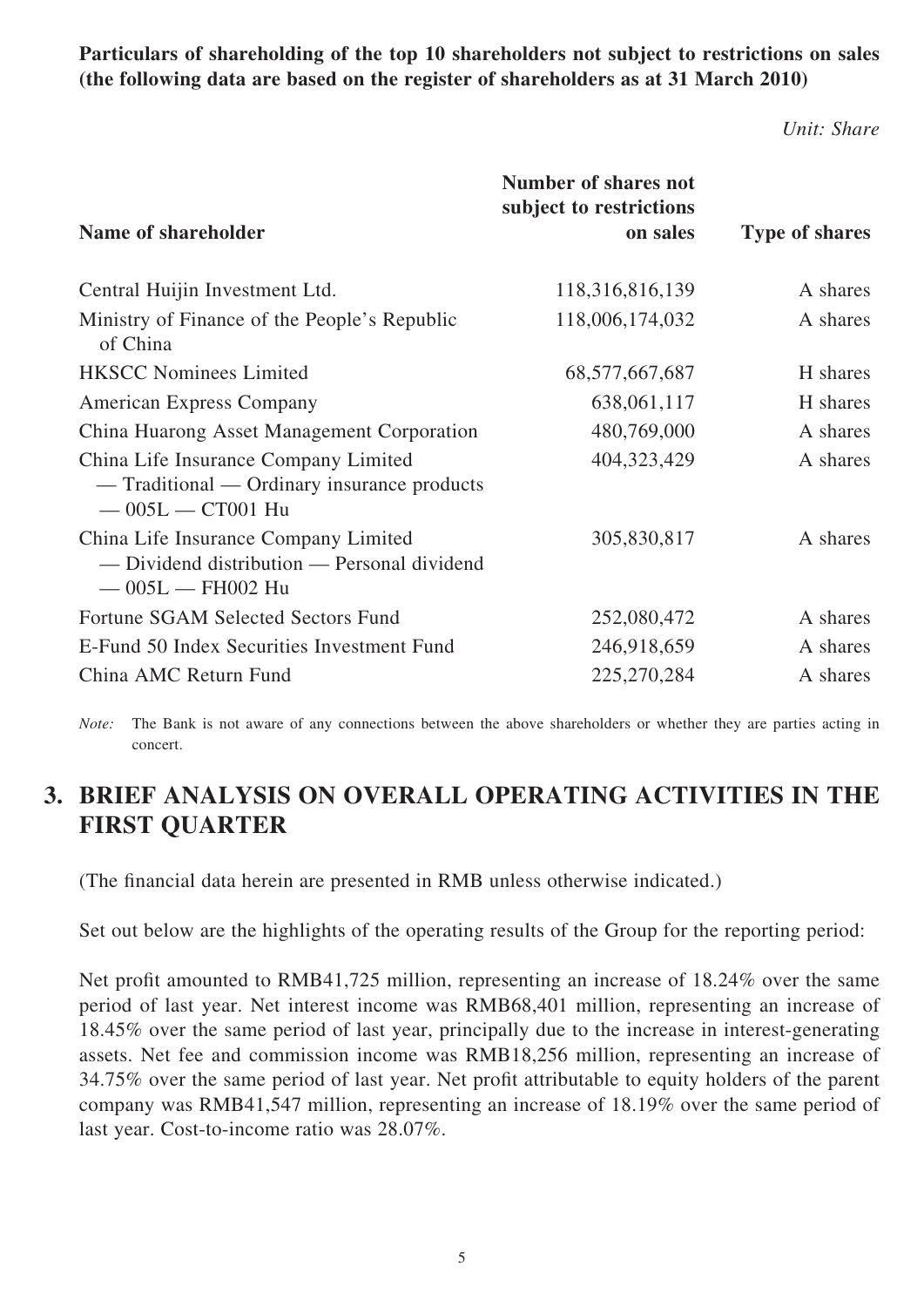**Particulars of shareholding of the top 10 shareholders not subject to restrictions on sales (the following data are based on the register of shareholders as at 31 March 2010)**

*Unit: Share*

| Name of shareholder | Number of shares not subject to restrictions on sales | Type of shares |
|---|---|---|
| Central Huijin Investment Ltd. | 118,316,816,139 | A shares |
| Ministry of Finance of the People's Republic of China | 118,006,174,032 | A shares |
| HKSCC Nominees Limited | 68,577,667,687 | H shares |
| American Express Company | 638,061,117 | H shares |
| China Huarong Asset Management Corporation | 480,769,000 | A shares |
| China Life Insurance Company Limited — Traditional — Ordinary insurance products — 005L — CT001 Hu | 404,323,429 | A shares |
| China Life Insurance Company Limited — Dividend distribution — Personal dividend — 005L — FH002 Hu | 305,830,817 | A shares |
| Fortune SGAM Selected Sectors Fund | 252,080,472 | A shares |
| E-Fund 50 Index Securities Investment Fund | 246,918,659 | A shares |
| China AMC Return Fund | 225,270,284 | A shares |

*Note:* The Bank is not aware of any connections between the above shareholders or whether they are parties acting in concert.

## 3. BRIEF ANALYSIS ON OVERALL OPERATING ACTIVITIES IN THE FIRST QUARTER

(The financial data herein are presented in RMB unless otherwise indicated.)

Set out below are the highlights of the operating results of the Group for the reporting period:

Net profit amounted to RMB41,725 million, representing an increase of 18.24% over the same period of last year. Net interest income was RMB68,401 million, representing an increase of 18.45% over the same period of last year, principally due to the increase in interest-generating assets. Net fee and commission income was RMB18,256 million, representing an increase of 34.75% over the same period of last year. Net profit attributable to equity holders of the parent company was RMB41,547 million, representing an increase of 18.19% over the same period of last year. Cost-to-income ratio was 28.07%.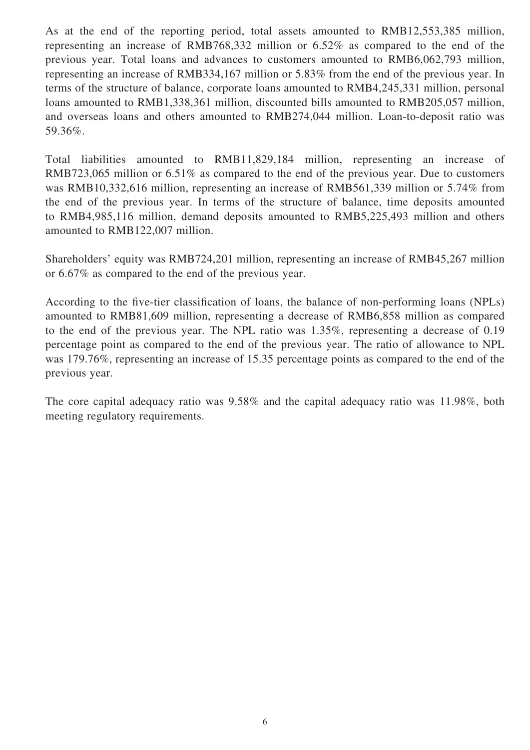As at the end of the reporting period, total assets amounted to RMB12,553,385 million, representing an increase of RMB768,332 million or 6.52% as compared to the end of the previous year. Total loans and advances to customers amounted to RMB6,062,793 million, representing an increase of RMB334,167 million or 5.83% from the end of the previous year. In terms of the structure of balance, corporate loans amounted to RMB4,245,331 million, personal loans amounted to RMB1,338,361 million, discounted bills amounted to RMB205,057 million, and overseas loans and others amounted to RMB274,044 million. Loan-to-deposit ratio was 59.36%.

Total liabilities amounted to RMB11,829,184 million, representing an increase of RMB723,065 million or 6.51% as compared to the end of the previous year. Due to customers was RMB10,332,616 million, representing an increase of RMB561,339 million or 5.74% from the end of the previous year. In terms of the structure of balance, time deposits amounted to RMB4,985,116 million, demand deposits amounted to RMB5,225,493 million and others amounted to RMB122,007 million.

Shareholders' equity was RMB724,201 million, representing an increase of RMB45,267 million or 6.67% as compared to the end of the previous year.

According to the five-tier classification of loans, the balance of non-performing loans (NPLs) amounted to RMB81,609 million, representing a decrease of RMB6,858 million as compared to the end of the previous year. The NPL ratio was 1.35%, representing a decrease of 0.19 percentage point as compared to the end of the previous year. The ratio of allowance to NPL was 179.76%, representing an increase of 15.35 percentage points as compared to the end of the previous year.

The core capital adequacy ratio was 9.58% and the capital adequacy ratio was 11.98%, both meeting regulatory requirements.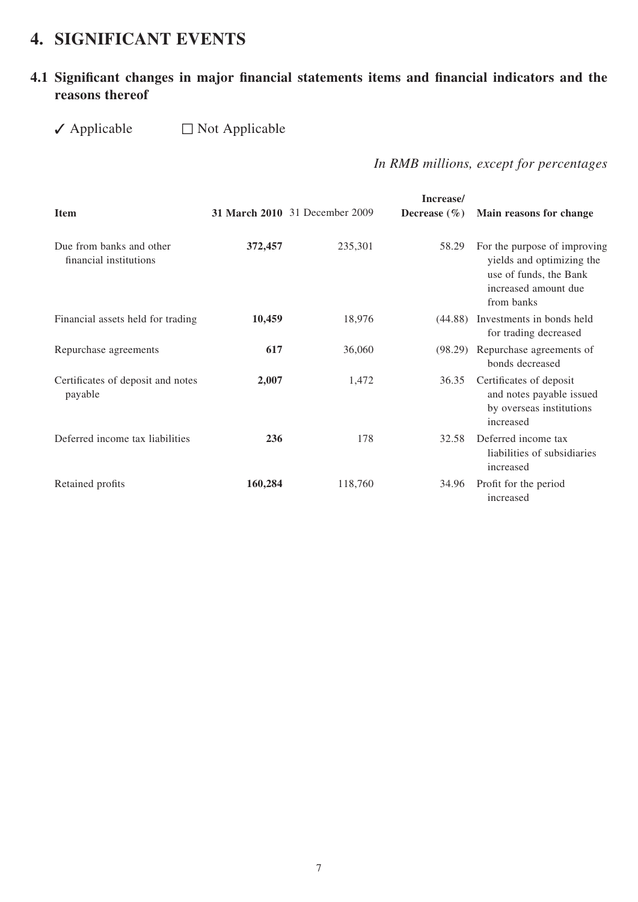# 4. SIGNIFICANT EVENTS

## 4.1 Significant changes in major financial statements items and financial indicators and the reasons thereof

✓ Applicable ☐ Not Applicable

*In RMB millions, except for percentages*

| Item | 31 March 2010 | 31 December 2009 | Increase/ Decrease (%) | Main reasons for change |
|---|---|---|---|---|
| Due from banks and other financial institutions | **372,457** | 235,301 | 58.29 | For the purpose of improving yields and optimizing the use of funds, the Bank increased amount due from banks |
| Financial assets held for trading | **10,459** | 18,976 | (44.88) | Investments in bonds held for trading decreased |
| Repurchase agreements | **617** | 36,060 | (98.29) | Repurchase agreements of bonds decreased |
| Certificates of deposit and notes payable | **2,007** | 1,472 | 36.35 | Certificates of deposit and notes payable issued by overseas institutions increased |
| Deferred income tax liabilities | **236** | 178 | 32.58 | Deferred income tax liabilities of subsidiaries increased |
| Retained profits | **160,284** | 118,760 | 34.96 | Profit for the period increased |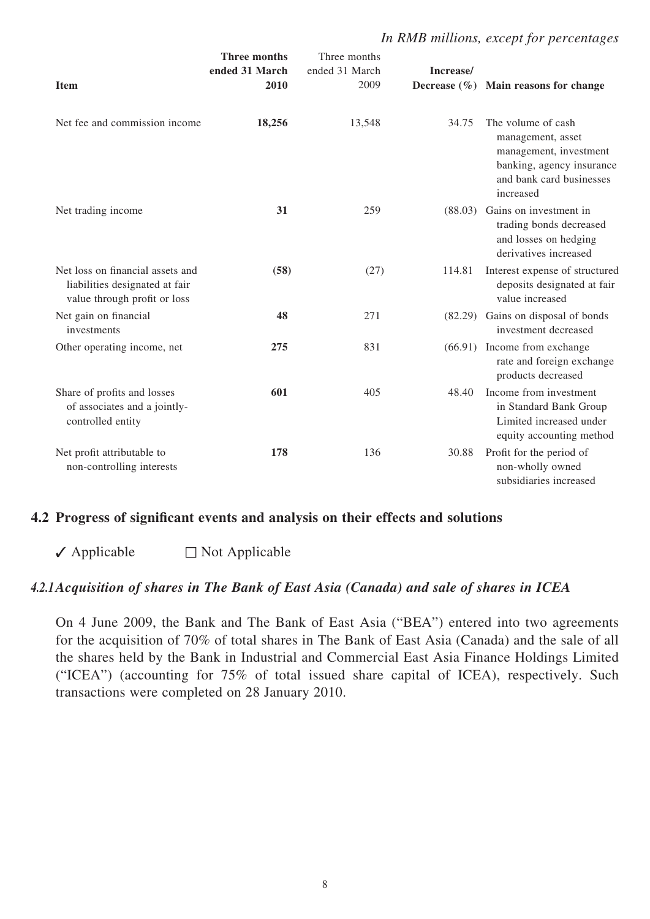*In RMB millions, except for percentages*

| Item | Three months ended 31 March 2010 | Three months ended 31 March 2009 | Increase/ Decrease (%) | Main reasons for change |
|---|---|---|---|---|
| Net fee and commission income | **18,256** | 13,548 | 34.75 | The volume of cash management, asset management, investment banking, agency insurance and bank card businesses increased |
| Net trading income | **31** | 259 | (88.03) | Gains on investment in trading bonds decreased and losses on hedging derivatives increased |
| Net loss on financial assets and liabilities designated at fair value through profit or loss | **(58)** | (27) | 114.81 | Interest expense of structured deposits designated at fair value increased |
| Net gain on financial investments | **48** | 271 | (82.29) | Gains on disposal of bonds investment decreased |
| Other operating income, net | **275** | 831 | (66.91) | Income from exchange rate and foreign exchange products decreased |
| Share of profits and losses of associates and a jointly-controlled entity | **601** | 405 | 48.40 | Income from investment in Standard Bank Group Limited increased under equity accounting method |
| Net profit attributable to non-controlling interests | **178** | 136 | 30.88 | Profit for the period of non-wholly owned subsidiaries increased |

## 4.2 Progress of significant events and analysis on their effects and solutions

✓ Applicable ☐ Not Applicable

### *4.2.1 Acquisition of shares in The Bank of East Asia (Canada) and sale of shares in ICEA*

On 4 June 2009, the Bank and The Bank of East Asia ("BEA") entered into two agreements for the acquisition of 70% of total shares in The Bank of East Asia (Canada) and the sale of all the shares held by the Bank in Industrial and Commercial East Asia Finance Holdings Limited ("ICEA") (accounting for 75% of total issued share capital of ICEA), respectively. Such transactions were completed on 28 January 2010.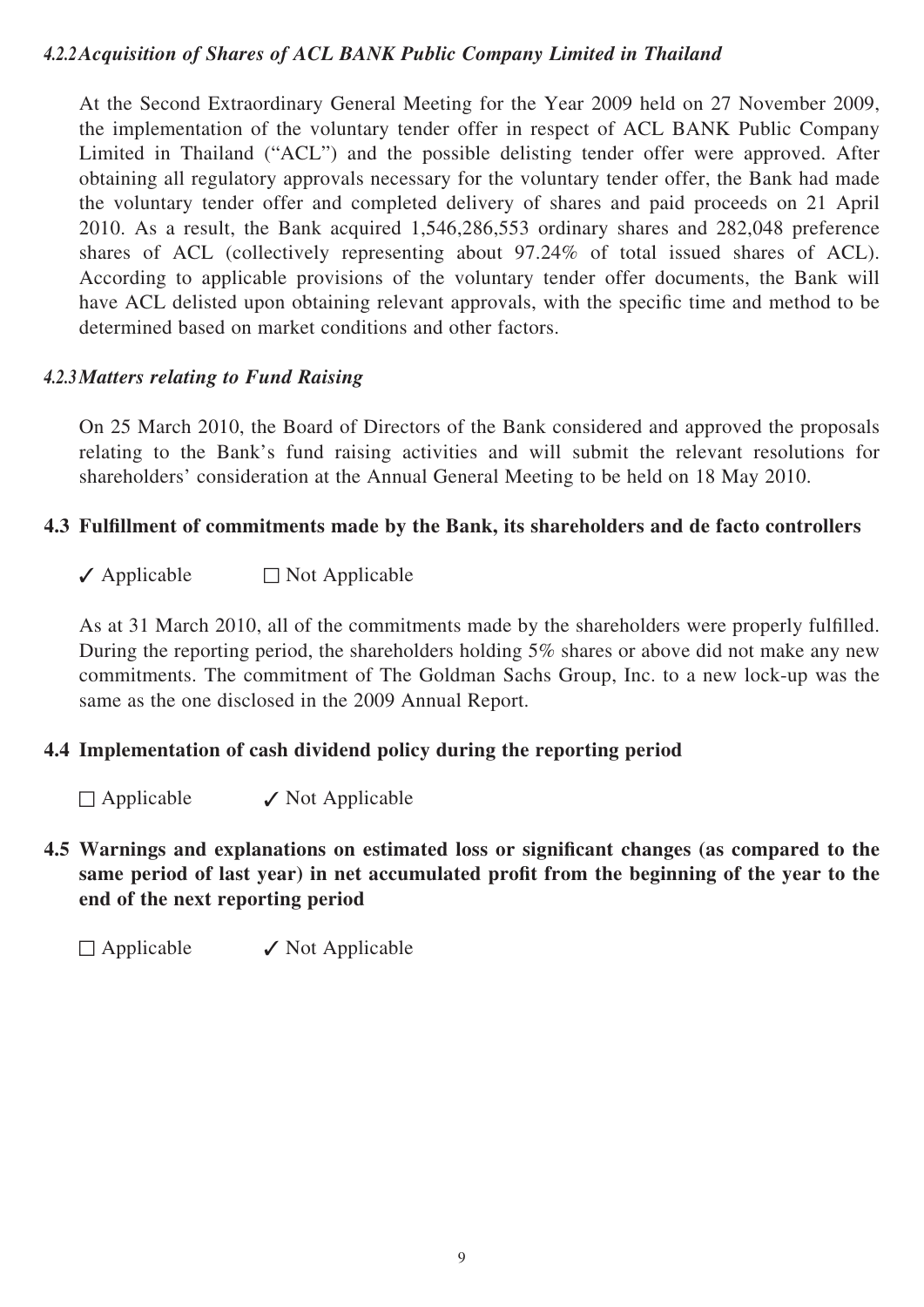#### *4.2.2 Acquisition of Shares of ACL BANK Public Company Limited in Thailand*

At the Second Extraordinary General Meeting for the Year 2009 held on 27 November 2009, the implementation of the voluntary tender offer in respect of ACL BANK Public Company Limited in Thailand ("ACL") and the possible delisting tender offer were approved. After obtaining all regulatory approvals necessary for the voluntary tender offer, the Bank had made the voluntary tender offer and completed delivery of shares and paid proceeds on 21 April 2010. As a result, the Bank acquired 1,546,286,553 ordinary shares and 282,048 preference shares of ACL (collectively representing about 97.24% of total issued shares of ACL). According to applicable provisions of the voluntary tender offer documents, the Bank will have ACL delisted upon obtaining relevant approvals, with the specific time and method to be determined based on market conditions and other factors.

#### *4.2.3 Matters relating to Fund Raising*

On 25 March 2010, the Board of Directors of the Bank considered and approved the proposals relating to the Bank's fund raising activities and will submit the relevant resolutions for shareholders' consideration at the Annual General Meeting to be held on 18 May 2010.

### 4.3 Fulfillment of commitments made by the Bank, its shareholders and de facto controllers

✓ Applicable  □ Not Applicable

As at 31 March 2010, all of the commitments made by the shareholders were properly fulfilled. During the reporting period, the shareholders holding 5% shares or above did not make any new commitments. The commitment of The Goldman Sachs Group, Inc. to a new lock-up was the same as the one disclosed in the 2009 Annual Report.

### 4.4 Implementation of cash dividend policy during the reporting period

□ Applicable  ✓ Not Applicable

### 4.5 Warnings and explanations on estimated loss or significant changes (as compared to the same period of last year) in net accumulated profit from the beginning of the year to the end of the next reporting period

□ Applicable  ✓ Not Applicable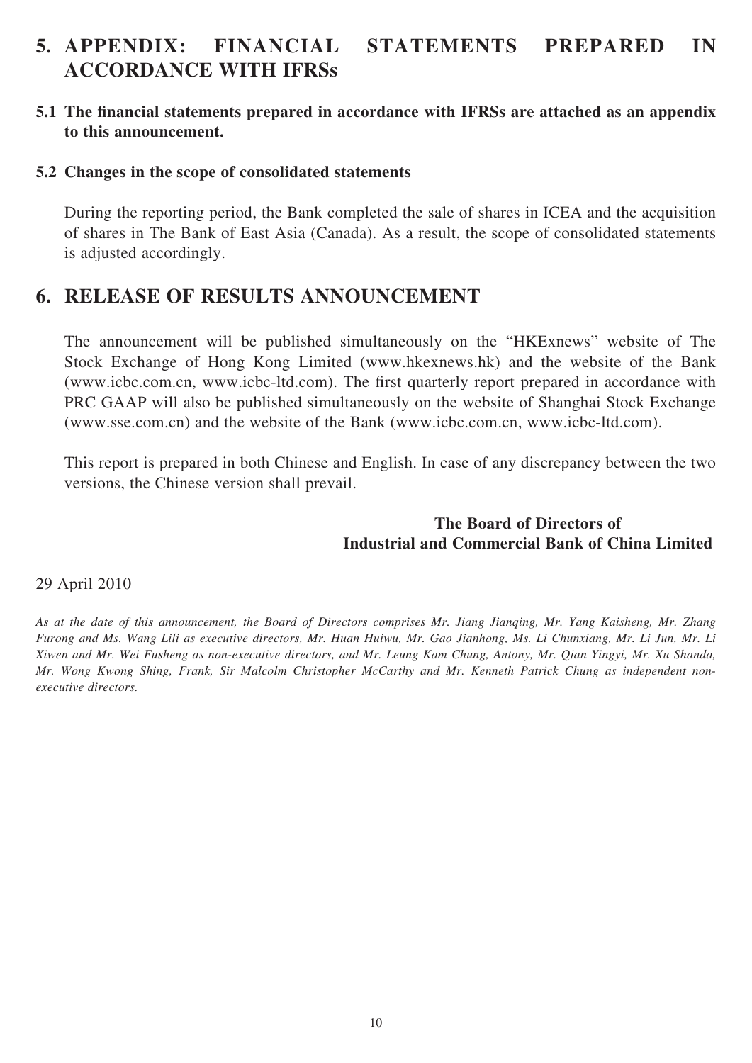# 5. APPENDIX: FINANCIAL STATEMENTS PREPARED IN ACCORDANCE WITH IFRSs

## 5.1 The financial statements prepared in accordance with IFRSs are attached as an appendix to this announcement.

## 5.2 Changes in the scope of consolidated statements

During the reporting period, the Bank completed the sale of shares in ICEA and the acquisition of shares in The Bank of East Asia (Canada). As a result, the scope of consolidated statements is adjusted accordingly.

# 6. RELEASE OF RESULTS ANNOUNCEMENT

The announcement will be published simultaneously on the "HKExnews" website of The Stock Exchange of Hong Kong Limited (www.hkexnews.hk) and the website of the Bank (www.icbc.com.cn, www.icbc-ltd.com). The first quarterly report prepared in accordance with PRC GAAP will also be published simultaneously on the website of Shanghai Stock Exchange (www.sse.com.cn) and the website of the Bank (www.icbc.com.cn, www.icbc-ltd.com).

This report is prepared in both Chinese and English. In case of any discrepancy between the two versions, the Chinese version shall prevail.

**The Board of Directors of**
**Industrial and Commercial Bank of China Limited**

29 April 2010

*As at the date of this announcement, the Board of Directors comprises Mr. Jiang Jianqing, Mr. Yang Kaisheng, Mr. Zhang Furong and Ms. Wang Lili as executive directors, Mr. Huan Huiwu, Mr. Gao Jianhong, Ms. Li Chunxiang, Mr. Li Jun, Mr. Li Xiwen and Mr. Wei Fusheng as non-executive directors, and Mr. Leung Kam Chung, Antony, Mr. Qian Yingyi, Mr. Xu Shanda, Mr. Wong Kwong Shing, Frank, Sir Malcolm Christopher McCarthy and Mr. Kenneth Patrick Chung as independent non-executive directors.*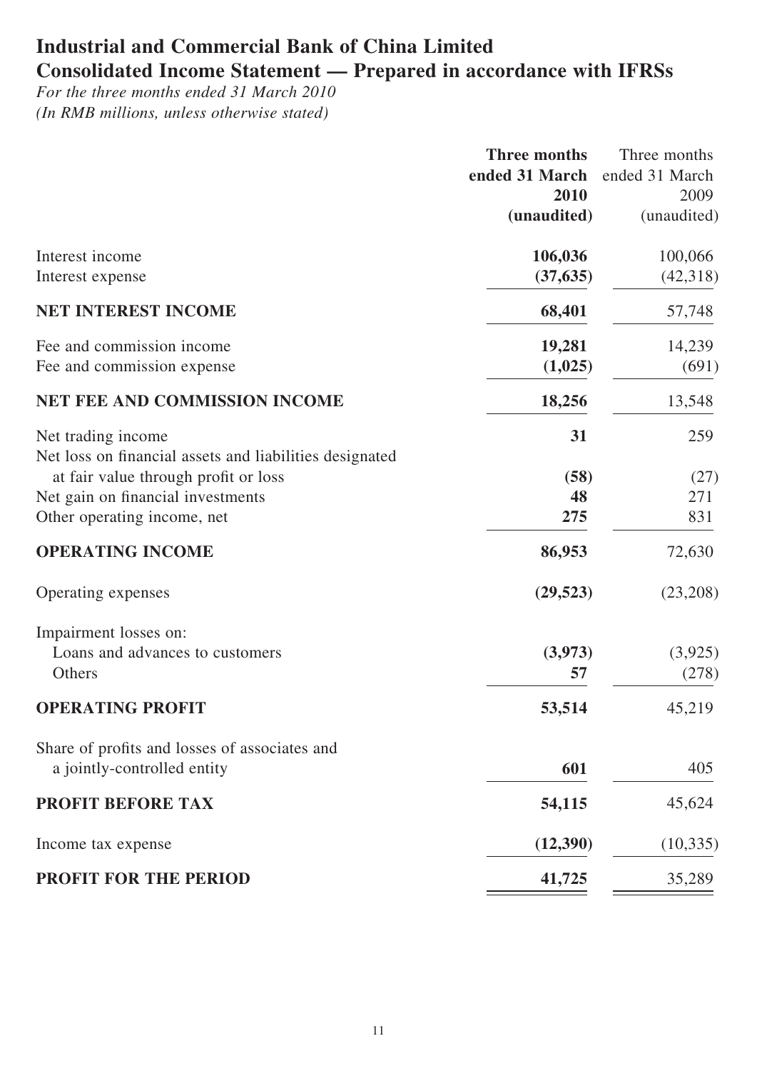# Industrial and Commercial Bank of China Limited
# Consolidated Income Statement — Prepared in accordance with IFRSs

*For the three months ended 31 March 2010*
*(In RMB millions, unless otherwise stated)*

| | **Three months ended 31 March 2010 (unaudited)** | Three months ended 31 March 2009 (unaudited) |
|---|---|---|
| Interest income | **106,036** | 100,066 |
| Interest expense | **(37,635)** | (42,318) |
| **NET INTEREST INCOME** | **68,401** | 57,748 |
| Fee and commission income | **19,281** | 14,239 |
| Fee and commission expense | **(1,025)** | (691) |
| **NET FEE AND COMMISSION INCOME** | **18,256** | 13,548 |
| Net trading income | **31** | 259 |
| Net loss on financial assets and liabilities designated at fair value through profit or loss | **(58)** | (27) |
| Net gain on financial investments | **48** | 271 |
| Other operating income, net | **275** | 831 |
| **OPERATING INCOME** | **86,953** | 72,630 |
| Operating expenses | **(29,523)** | (23,208) |
| Impairment losses on: | | |
| Loans and advances to customers | **(3,973)** | (3,925) |
| Others | **57** | (278) |
| **OPERATING PROFIT** | **53,514** | 45,219 |
| Share of profits and losses of associates and a jointly-controlled entity | **601** | 405 |
| **PROFIT BEFORE TAX** | **54,115** | 45,624 |
| Income tax expense | **(12,390)** | (10,335) |
| **PROFIT FOR THE PERIOD** | **41,725** | 35,289 |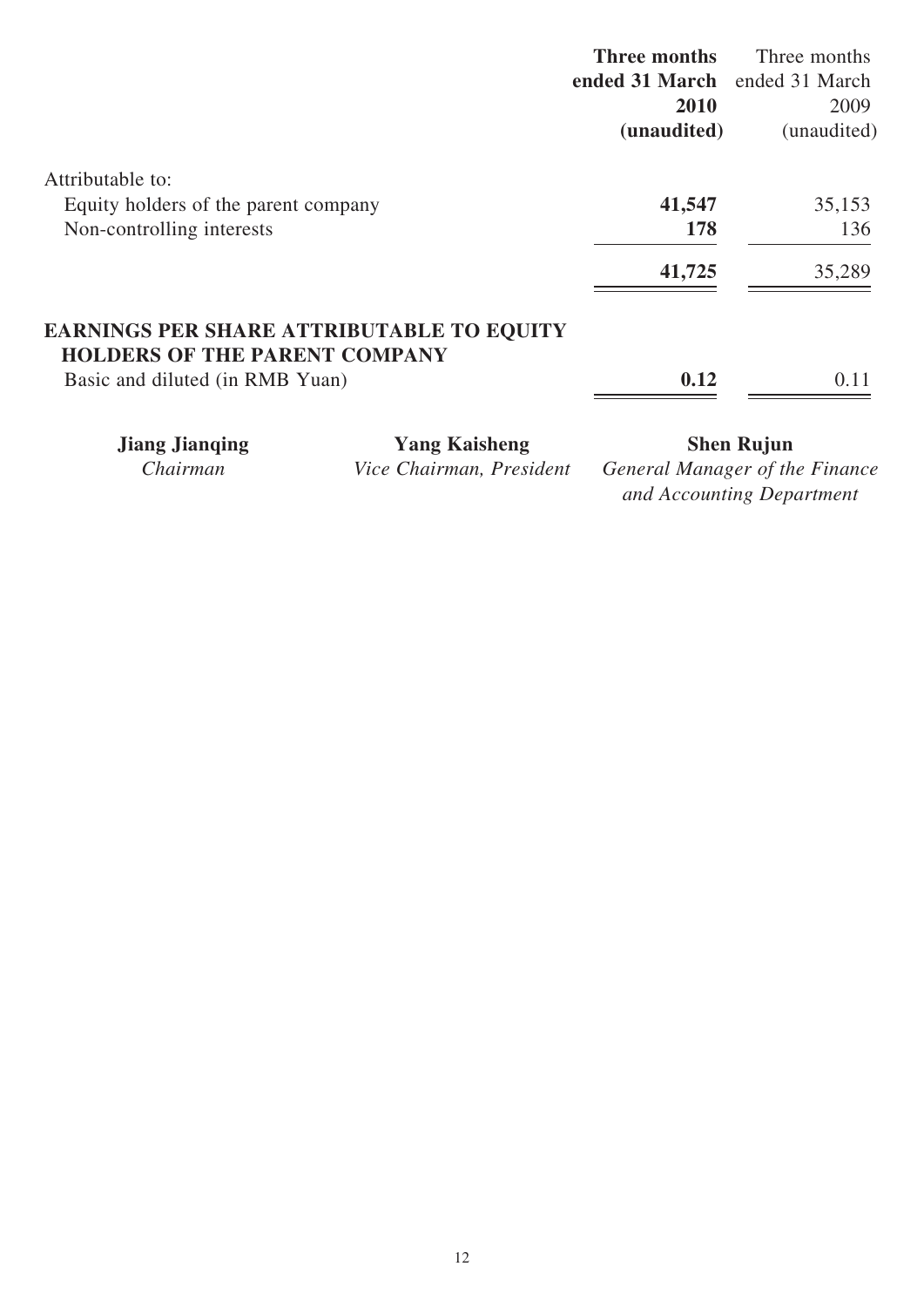| | **Three months ended 31 March 2010 (unaudited)** | Three months ended 31 March 2009 (unaudited) |
|---|---|---|
| Attributable to: | | |
| Equity holders of the parent company | **41,547** | 35,153 |
| Non-controlling interests | **178** | 136 |
| | **41,725** | 35,289 |
| **EARNINGS PER SHARE ATTRIBUTABLE TO EQUITY HOLDERS OF THE PARENT COMPANY** | | |
| Basic and diluted (in RMB Yuan) | **0.12** | 0.11 |

| **Jiang Jianqing** | **Yang Kaisheng** | **Shen Rujun** |
|---|---|---|
| *Chairman* | *Vice Chairman, President* | *General Manager of the Finance and Accounting Department* |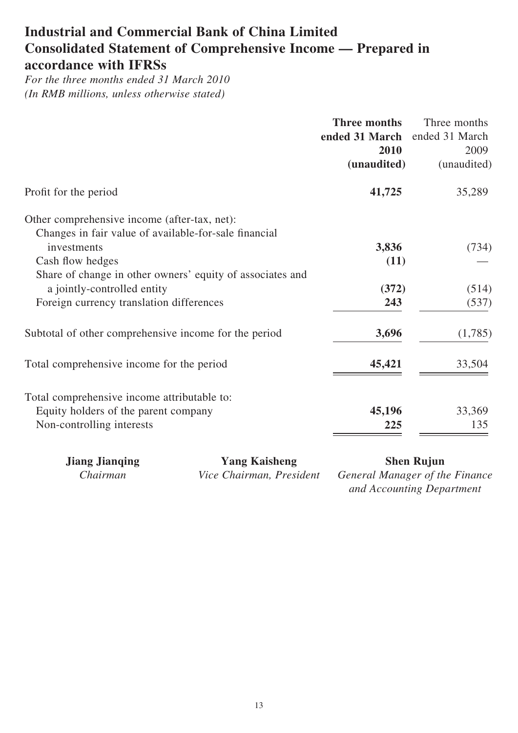# Industrial and Commercial Bank of China Limited
# Consolidated Statement of Comprehensive Income — Prepared in accordance with IFRSs

*For the three months ended 31 March 2010*
*(In RMB millions, unless otherwise stated)*

| | **Three months ended 31 March 2010 (unaudited)** | Three months ended 31 March 2009 (unaudited) |
|---|---|---|
| Profit for the period | **41,725** | 35,289 |
| Other comprehensive income (after-tax, net): | | |
| Changes in fair value of available-for-sale financial investments | **3,836** | (734) |
| Cash flow hedges | **(11)** | — |
| Share of change in other owners' equity of associates and a jointly-controlled entity | **(372)** | (514) |
| Foreign currency translation differences | **243** | (537) |
| Subtotal of other comprehensive income for the period | **3,696** | (1,785) |
| Total comprehensive income for the period | **45,421** | 33,504 |
| Total comprehensive income attributable to: | | |
| Equity holders of the parent company | **45,196** | 33,369 |
| Non-controlling interests | **225** | 135 |

| **Jiang Jianqing** | **Yang Kaisheng** | **Shen Rujun** |
|---|---|---|
| *Chairman* | *Vice Chairman, President* | *General Manager of the Finance and Accounting Department* |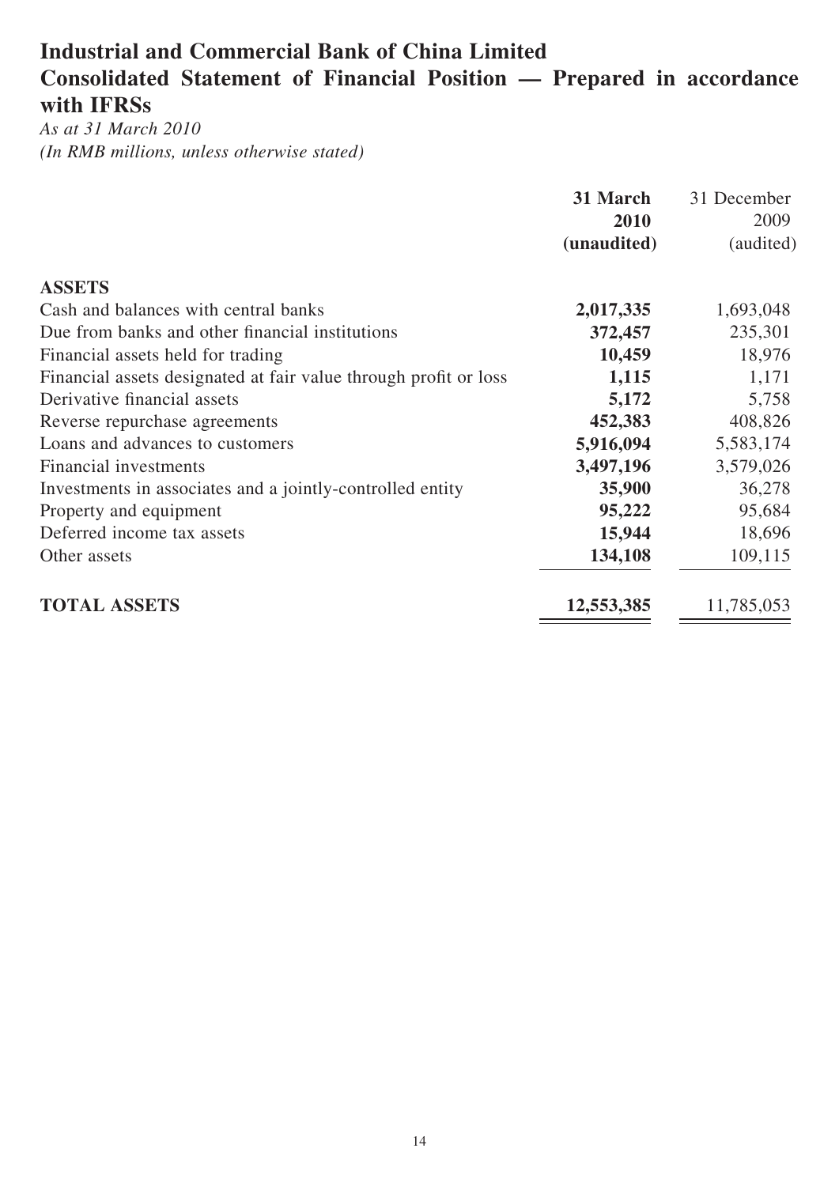# Industrial and Commercial Bank of China Limited
# Consolidated Statement of Financial Position — Prepared in accordance with IFRSs

*As at 31 March 2010*
*(In RMB millions, unless otherwise stated)*

| | **31 March 2010 (unaudited)** | 31 December 2009 (audited) |
|---|---|---|
| **ASSETS** | | |
| Cash and balances with central banks | **2,017,335** | 1,693,048 |
| Due from banks and other financial institutions | **372,457** | 235,301 |
| Financial assets held for trading | **10,459** | 18,976 |
| Financial assets designated at fair value through profit or loss | **1,115** | 1,171 |
| Derivative financial assets | **5,172** | 5,758 |
| Reverse repurchase agreements | **452,383** | 408,826 |
| Loans and advances to customers | **5,916,094** | 5,583,174 |
| Financial investments | **3,497,196** | 3,579,026 |
| Investments in associates and a jointly-controlled entity | **35,900** | 36,278 |
| Property and equipment | **95,222** | 95,684 |
| Deferred income tax assets | **15,944** | 18,696 |
| Other assets | **134,108** | 109,115 |
| **TOTAL ASSETS** | **12,553,385** | 11,785,053 |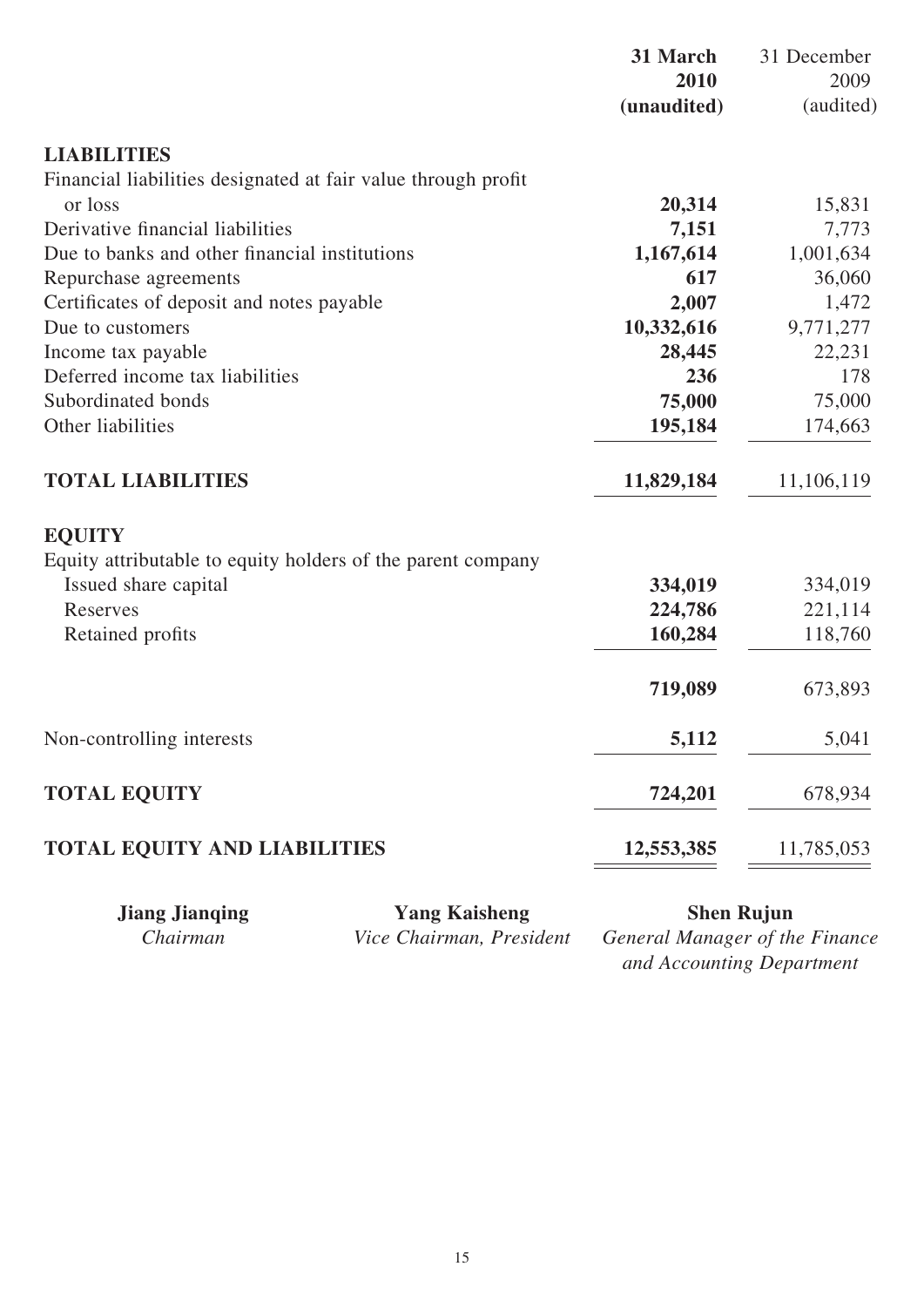| | 31 March 2010 (unaudited) | 31 December 2009 (audited) |
|---|---|---|
| **LIABILITIES** | | |
| Financial liabilities designated at fair value through profit or loss | **20,314** | 15,831 |
| Derivative financial liabilities | **7,151** | 7,773 |
| Due to banks and other financial institutions | **1,167,614** | 1,001,634 |
| Repurchase agreements | **617** | 36,060 |
| Certificates of deposit and notes payable | **2,007** | 1,472 |
| Due to customers | **10,332,616** | 9,771,277 |
| Income tax payable | **28,445** | 22,231 |
| Deferred income tax liabilities | **236** | 178 |
| Subordinated bonds | **75,000** | 75,000 |
| Other liabilities | **195,184** | 174,663 |
| **TOTAL LIABILITIES** | **11,829,184** | 11,106,119 |
| **EQUITY** | | |
| Equity attributable to equity holders of the parent company | | |
| Issued share capital | **334,019** | 334,019 |
| Reserves | **224,786** | 221,114 |
| Retained profits | **160,284** | 118,760 |
| | **719,089** | 673,893 |
| Non-controlling interests | **5,112** | 5,041 |
| **TOTAL EQUITY** | **724,201** | 678,934 |
| **TOTAL EQUITY AND LIABILITIES** | **12,553,385** | 11,785,053 |

| **Jiang Jianqing** | **Yang Kaisheng** | **Shen Rujun** |
|---|---|---|
| *Chairman* | *Vice Chairman, President* | *General Manager of the Finance and Accounting Department* |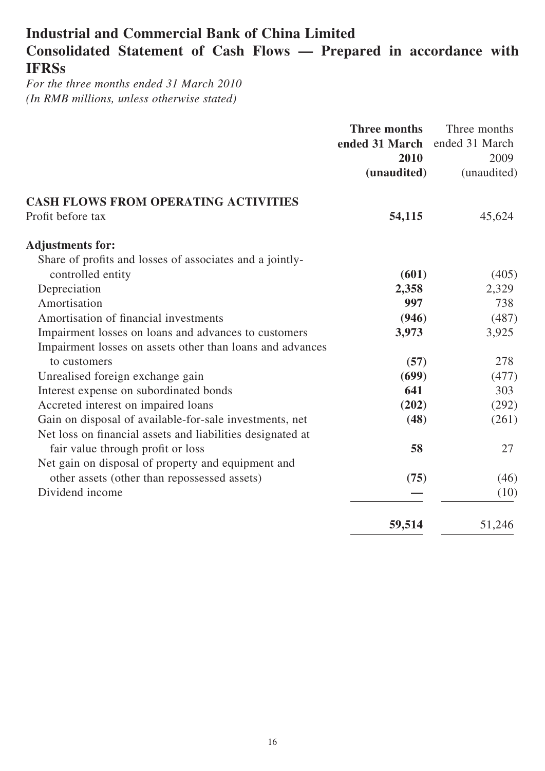# Industrial and Commercial Bank of China Limited

## Consolidated Statement of Cash Flows — Prepared in accordance with IFRSs

*For the three months ended 31 March 2010*
*(In RMB millions, unless otherwise stated)*

| | **Three months ended 31 March 2010 (unaudited)** | Three months ended 31 March 2009 (unaudited) |
|---|---|---|
| **CASH FLOWS FROM OPERATING ACTIVITIES** | | |
| Profit before tax | **54,115** | 45,624 |
| **Adjustments for:** | | |
| Share of profits and losses of associates and a jointly-controlled entity | **(601)** | (405) |
| Depreciation | **2,358** | 2,329 |
| Amortisation | **997** | 738 |
| Amortisation of financial investments | **(946)** | (487) |
| Impairment losses on loans and advances to customers | **3,973** | 3,925 |
| Impairment losses on assets other than loans and advances to customers | **(57)** | 278 |
| Unrealised foreign exchange gain | **(699)** | (477) |
| Interest expense on subordinated bonds | **641** | 303 |
| Accreted interest on impaired loans | **(202)** | (292) |
| Gain on disposal of available-for-sale investments, net | **(48)** | (261) |
| Net loss on financial assets and liabilities designated at fair value through profit or loss | **58** | 27 |
| Net gain on disposal of property and equipment and other assets (other than repossessed assets) | **(75)** | (46) |
| Dividend income | **—** | (10) |
| | **59,514** | 51,246 |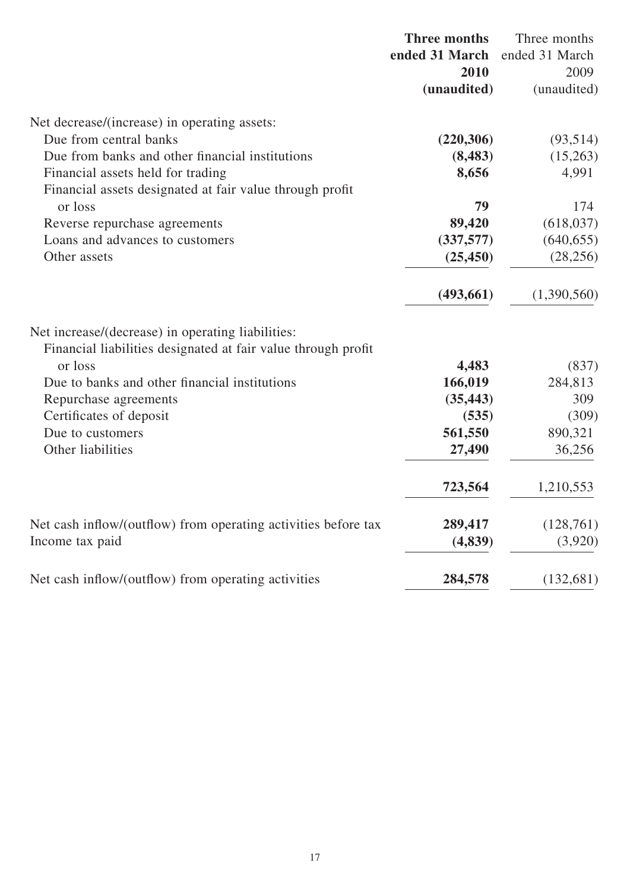| | Three months ended 31 March 2010 (unaudited) | Three months ended 31 March 2009 (unaudited) |
|---|---|---|
| Net decrease/(increase) in operating assets: | | |
| Due from central banks | **(220,306)** | (93,514) |
| Due from banks and other financial institutions | **(8,483)** | (15,263) |
| Financial assets held for trading | **8,656** | 4,991 |
| Financial assets designated at fair value through profit or loss | **79** | 174 |
| Reverse repurchase agreements | **89,420** | (618,037) |
| Loans and advances to customers | **(337,577)** | (640,655) |
| Other assets | **(25,450)** | (28,256) |
| | **(493,661)** | (1,390,560) |
| Net increase/(decrease) in operating liabilities: | | |
| Financial liabilities designated at fair value through profit or loss | **4,483** | (837) |
| Due to banks and other financial institutions | **166,019** | 284,813 |
| Repurchase agreements | **(35,443)** | 309 |
| Certificates of deposit | **(535)** | (309) |
| Due to customers | **561,550** | 890,321 |
| Other liabilities | **27,490** | 36,256 |
| | **723,564** | 1,210,553 |
| Net cash inflow/(outflow) from operating activities before tax | **289,417** | (128,761) |
| Income tax paid | **(4,839)** | (3,920) |
| Net cash inflow/(outflow) from operating activities | **284,578** | (132,681) |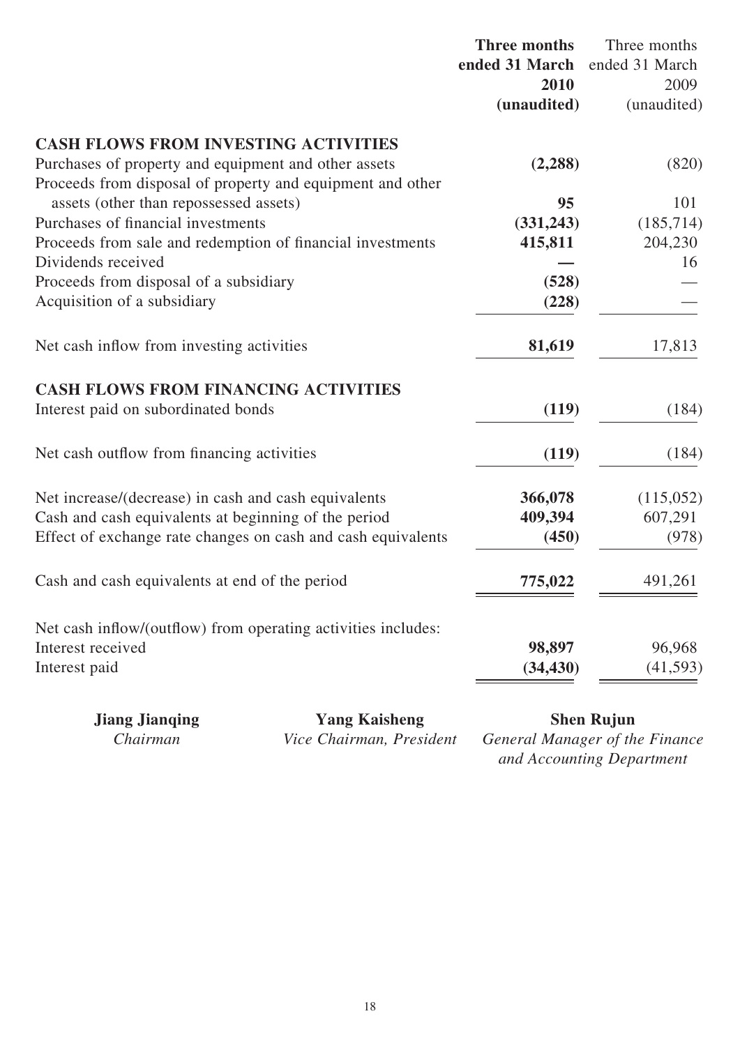| | Three months ended 31 March 2010 (unaudited) | Three months ended 31 March 2009 (unaudited) |
|---|---|---|
| **CASH FLOWS FROM INVESTING ACTIVITIES** | | |
| Purchases of property and equipment and other assets | **(2,288)** | (820) |
| Proceeds from disposal of property and equipment and other assets (other than repossessed assets) | **95** | 101 |
| Purchases of financial investments | **(331,243)** | (185,714) |
| Proceeds from sale and redemption of financial investments | **415,811** | 204,230 |
| Dividends received | **—** | 16 |
| Proceeds from disposal of a subsidiary | **(528)** | — |
| Acquisition of a subsidiary | **(228)** | — |
| Net cash inflow from investing activities | **81,619** | 17,813 |
| **CASH FLOWS FROM FINANCING ACTIVITIES** | | |
| Interest paid on subordinated bonds | **(119)** | (184) |
| Net cash outflow from financing activities | **(119)** | (184) |
| Net increase/(decrease) in cash and cash equivalents | **366,078** | (115,052) |
| Cash and cash equivalents at beginning of the period | **409,394** | 607,291 |
| Effect of exchange rate changes on cash and cash equivalents | **(450)** | (978) |
| Cash and cash equivalents at end of the period | **775,022** | 491,261 |
| Net cash inflow/(outflow) from operating activities includes: | | |
| Interest received | **98,897** | 96,968 |
| Interest paid | **(34,430)** | (41,593) |

**Jiang Jianqing**
*Chairman*

**Yang Kaisheng**
*Vice Chairman, President*

**Shen Rujun**
*General Manager of the Finance and Accounting Department*